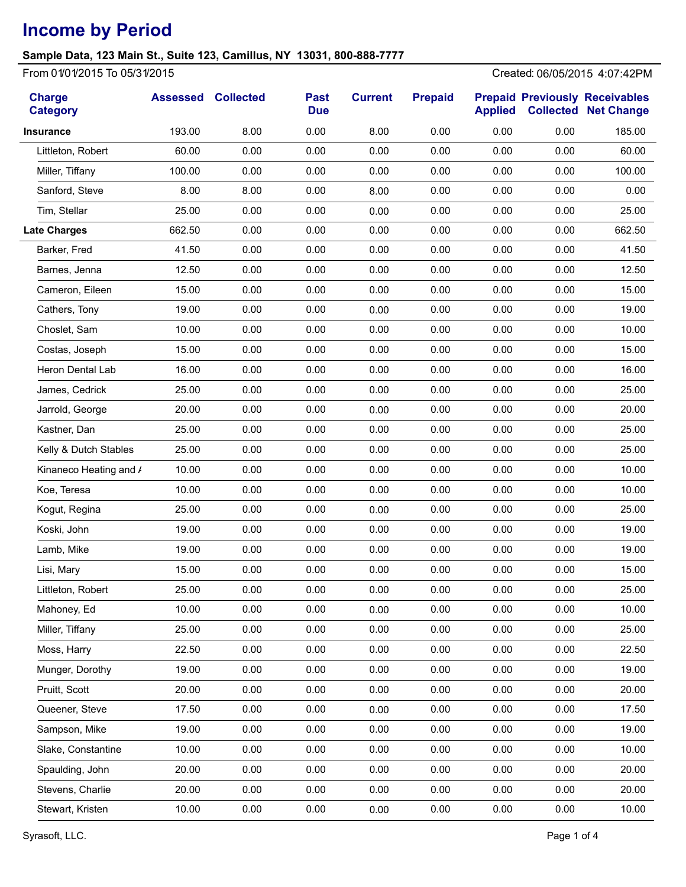# Income by Period

**Sample Data, 123 Main St., Suite 123, Camillus, NY 13031, 800-888-7777**

From 01/01/2015 To 05/31/2015 — Created: 06/05/2015 4:07:42PM

| Charge Category | Assessed | Collected | Past Due | Current | Prepaid | Prepaid Applied | Previously Collected | Receivables Net Change |
|---|---|---|---|---|---|---|---|---|
| **Insurance** | 193.00 | 8.00 | 0.00 | 8.00 | 0.00 | 0.00 | 0.00 | 185.00 |
| Littleton, Robert | 60.00 | 0.00 | 0.00 | 0.00 | 0.00 | 0.00 | 0.00 | 60.00 |
| Miller, Tiffany | 100.00 | 0.00 | 0.00 | 0.00 | 0.00 | 0.00 | 0.00 | 100.00 |
| Sanford, Steve | 8.00 | 8.00 | 0.00 | 8.00 | 0.00 | 0.00 | 0.00 | 0.00 |
| Tim, Stellar | 25.00 | 0.00 | 0.00 | 0.00 | 0.00 | 0.00 | 0.00 | 25.00 |
| **Late Charges** | 662.50 | 0.00 | 0.00 | 0.00 | 0.00 | 0.00 | 0.00 | 662.50 |
| Barker, Fred | 41.50 | 0.00 | 0.00 | 0.00 | 0.00 | 0.00 | 0.00 | 41.50 |
| Barnes, Jenna | 12.50 | 0.00 | 0.00 | 0.00 | 0.00 | 0.00 | 0.00 | 12.50 |
| Cameron, Eileen | 15.00 | 0.00 | 0.00 | 0.00 | 0.00 | 0.00 | 0.00 | 15.00 |
| Cathers, Tony | 19.00 | 0.00 | 0.00 | 0.00 | 0.00 | 0.00 | 0.00 | 19.00 |
| Choslet, Sam | 10.00 | 0.00 | 0.00 | 0.00 | 0.00 | 0.00 | 0.00 | 10.00 |
| Costas, Joseph | 15.00 | 0.00 | 0.00 | 0.00 | 0.00 | 0.00 | 0.00 | 15.00 |
| Heron Dental Lab | 16.00 | 0.00 | 0.00 | 0.00 | 0.00 | 0.00 | 0.00 | 16.00 |
| James, Cedrick | 25.00 | 0.00 | 0.00 | 0.00 | 0.00 | 0.00 | 0.00 | 25.00 |
| Jarrold, George | 20.00 | 0.00 | 0.00 | 0.00 | 0.00 | 0.00 | 0.00 | 20.00 |
| Kastner, Dan | 25.00 | 0.00 | 0.00 | 0.00 | 0.00 | 0.00 | 0.00 | 25.00 |
| Kelly & Dutch Stables | 25.00 | 0.00 | 0.00 | 0.00 | 0.00 | 0.00 | 0.00 | 25.00 |
| Kinaneco Heating and / | 10.00 | 0.00 | 0.00 | 0.00 | 0.00 | 0.00 | 0.00 | 10.00 |
| Koe, Teresa | 10.00 | 0.00 | 0.00 | 0.00 | 0.00 | 0.00 | 0.00 | 10.00 |
| Kogut, Regina | 25.00 | 0.00 | 0.00 | 0.00 | 0.00 | 0.00 | 0.00 | 25.00 |
| Koski, John | 19.00 | 0.00 | 0.00 | 0.00 | 0.00 | 0.00 | 0.00 | 19.00 |
| Lamb, Mike | 19.00 | 0.00 | 0.00 | 0.00 | 0.00 | 0.00 | 0.00 | 19.00 |
| Lisi, Mary | 15.00 | 0.00 | 0.00 | 0.00 | 0.00 | 0.00 | 0.00 | 15.00 |
| Littleton, Robert | 25.00 | 0.00 | 0.00 | 0.00 | 0.00 | 0.00 | 0.00 | 25.00 |
| Mahoney, Ed | 10.00 | 0.00 | 0.00 | 0.00 | 0.00 | 0.00 | 0.00 | 10.00 |
| Miller, Tiffany | 25.00 | 0.00 | 0.00 | 0.00 | 0.00 | 0.00 | 0.00 | 25.00 |
| Moss, Harry | 22.50 | 0.00 | 0.00 | 0.00 | 0.00 | 0.00 | 0.00 | 22.50 |
| Munger, Dorothy | 19.00 | 0.00 | 0.00 | 0.00 | 0.00 | 0.00 | 0.00 | 19.00 |
| Pruitt, Scott | 20.00 | 0.00 | 0.00 | 0.00 | 0.00 | 0.00 | 0.00 | 20.00 |
| Queener, Steve | 17.50 | 0.00 | 0.00 | 0.00 | 0.00 | 0.00 | 0.00 | 17.50 |
| Sampson, Mike | 19.00 | 0.00 | 0.00 | 0.00 | 0.00 | 0.00 | 0.00 | 19.00 |
| Slake, Constantine | 10.00 | 0.00 | 0.00 | 0.00 | 0.00 | 0.00 | 0.00 | 10.00 |
| Spaulding, John | 20.00 | 0.00 | 0.00 | 0.00 | 0.00 | 0.00 | 0.00 | 20.00 |
| Stevens, Charlie | 20.00 | 0.00 | 0.00 | 0.00 | 0.00 | 0.00 | 0.00 | 20.00 |
| Stewart, Kristen | 10.00 | 0.00 | 0.00 | 0.00 | 0.00 | 0.00 | 0.00 | 10.00 |

Syrasoft, LLC.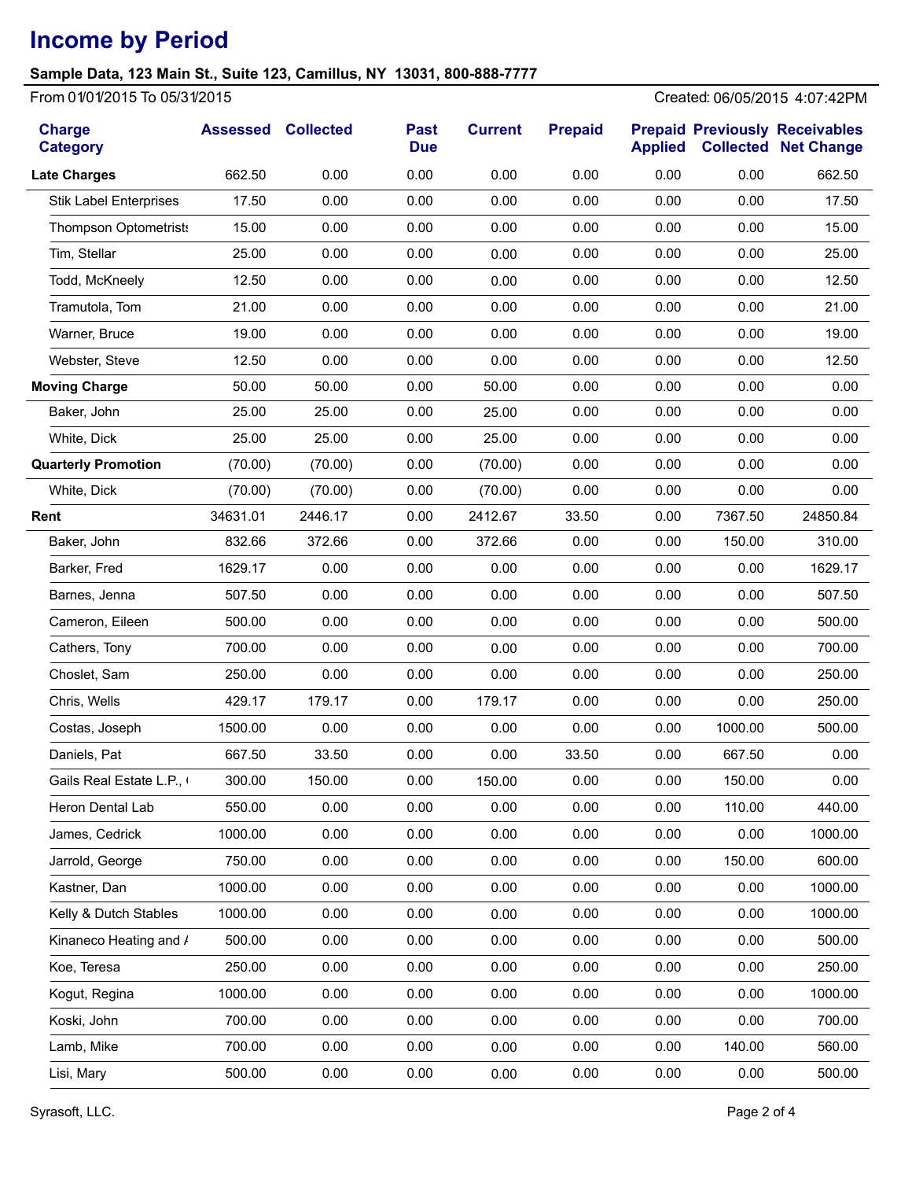# Income by Period

**Sample Data, 123 Main St., Suite 123, Camillus, NY 13031, 800-888-7777**

From 01/01/2015 To 05/31/2015 | Created: 06/05/2015 4:07:42PM

| Charge Category | Assessed | Collected | Past Due | Current | Prepaid | Prepaid Applied | Previously Collected | Receivables Net Change |
|---|---|---|---|---|---|---|---|---|
| **Late Charges** | 662.50 | 0.00 | 0.00 | 0.00 | 0.00 | 0.00 | 0.00 | 662.50 |
| Stik Label Enterprises | 17.50 | 0.00 | 0.00 | 0.00 | 0.00 | 0.00 | 0.00 | 17.50 |
| Thompson Optometrists | 15.00 | 0.00 | 0.00 | 0.00 | 0.00 | 0.00 | 0.00 | 15.00 |
| Tim, Stellar | 25.00 | 0.00 | 0.00 | 0.00 | 0.00 | 0.00 | 0.00 | 25.00 |
| Todd, McKneely | 12.50 | 0.00 | 0.00 | 0.00 | 0.00 | 0.00 | 0.00 | 12.50 |
| Tramutola, Tom | 21.00 | 0.00 | 0.00 | 0.00 | 0.00 | 0.00 | 0.00 | 21.00 |
| Warner, Bruce | 19.00 | 0.00 | 0.00 | 0.00 | 0.00 | 0.00 | 0.00 | 19.00 |
| Webster, Steve | 12.50 | 0.00 | 0.00 | 0.00 | 0.00 | 0.00 | 0.00 | 12.50 |
| **Moving Charge** | 50.00 | 50.00 | 0.00 | 50.00 | 0.00 | 0.00 | 0.00 | 0.00 |
| Baker, John | 25.00 | 25.00 | 0.00 | 25.00 | 0.00 | 0.00 | 0.00 | 0.00 |
| White, Dick | 25.00 | 25.00 | 0.00 | 25.00 | 0.00 | 0.00 | 0.00 | 0.00 |
| **Quarterly Promotion** | (70.00) | (70.00) | 0.00 | (70.00) | 0.00 | 0.00 | 0.00 | 0.00 |
| White, Dick | (70.00) | (70.00) | 0.00 | (70.00) | 0.00 | 0.00 | 0.00 | 0.00 |
| **Rent** | 34631.01 | 2446.17 | 0.00 | 2412.67 | 33.50 | 0.00 | 7367.50 | 24850.84 |
| Baker, John | 832.66 | 372.66 | 0.00 | 372.66 | 0.00 | 0.00 | 150.00 | 310.00 |
| Barker, Fred | 1629.17 | 0.00 | 0.00 | 0.00 | 0.00 | 0.00 | 0.00 | 1629.17 |
| Barnes, Jenna | 507.50 | 0.00 | 0.00 | 0.00 | 0.00 | 0.00 | 0.00 | 507.50 |
| Cameron, Eileen | 500.00 | 0.00 | 0.00 | 0.00 | 0.00 | 0.00 | 0.00 | 500.00 |
| Cathers, Tony | 700.00 | 0.00 | 0.00 | 0.00 | 0.00 | 0.00 | 0.00 | 700.00 |
| Choslet, Sam | 250.00 | 0.00 | 0.00 | 0.00 | 0.00 | 0.00 | 0.00 | 250.00 |
| Chris, Wells | 429.17 | 179.17 | 0.00 | 179.17 | 0.00 | 0.00 | 0.00 | 250.00 |
| Costas, Joseph | 1500.00 | 0.00 | 0.00 | 0.00 | 0.00 | 0.00 | 1000.00 | 500.00 |
| Daniels, Pat | 667.50 | 33.50 | 0.00 | 0.00 | 33.50 | 0.00 | 667.50 | 0.00 |
| Gails Real Estate L.P., ( | 300.00 | 150.00 | 0.00 | 150.00 | 0.00 | 0.00 | 150.00 | 0.00 |
| Heron Dental Lab | 550.00 | 0.00 | 0.00 | 0.00 | 0.00 | 0.00 | 110.00 | 440.00 |
| James, Cedrick | 1000.00 | 0.00 | 0.00 | 0.00 | 0.00 | 0.00 | 0.00 | 1000.00 |
| Jarrold, George | 750.00 | 0.00 | 0.00 | 0.00 | 0.00 | 0.00 | 150.00 | 600.00 |
| Kastner, Dan | 1000.00 | 0.00 | 0.00 | 0.00 | 0.00 | 0.00 | 0.00 | 1000.00 |
| Kelly & Dutch Stables | 1000.00 | 0.00 | 0.00 | 0.00 | 0.00 | 0.00 | 0.00 | 1000.00 |
| Kinaneco Heating and / | 500.00 | 0.00 | 0.00 | 0.00 | 0.00 | 0.00 | 0.00 | 500.00 |
| Koe, Teresa | 250.00 | 0.00 | 0.00 | 0.00 | 0.00 | 0.00 | 0.00 | 250.00 |
| Kogut, Regina | 1000.00 | 0.00 | 0.00 | 0.00 | 0.00 | 0.00 | 0.00 | 1000.00 |
| Koski, John | 700.00 | 0.00 | 0.00 | 0.00 | 0.00 | 0.00 | 0.00 | 700.00 |
| Lamb, Mike | 700.00 | 0.00 | 0.00 | 0.00 | 0.00 | 0.00 | 140.00 | 560.00 |
| Lisi, Mary | 500.00 | 0.00 | 0.00 | 0.00 | 0.00 | 0.00 | 0.00 | 500.00 |

Syrasoft, LLC.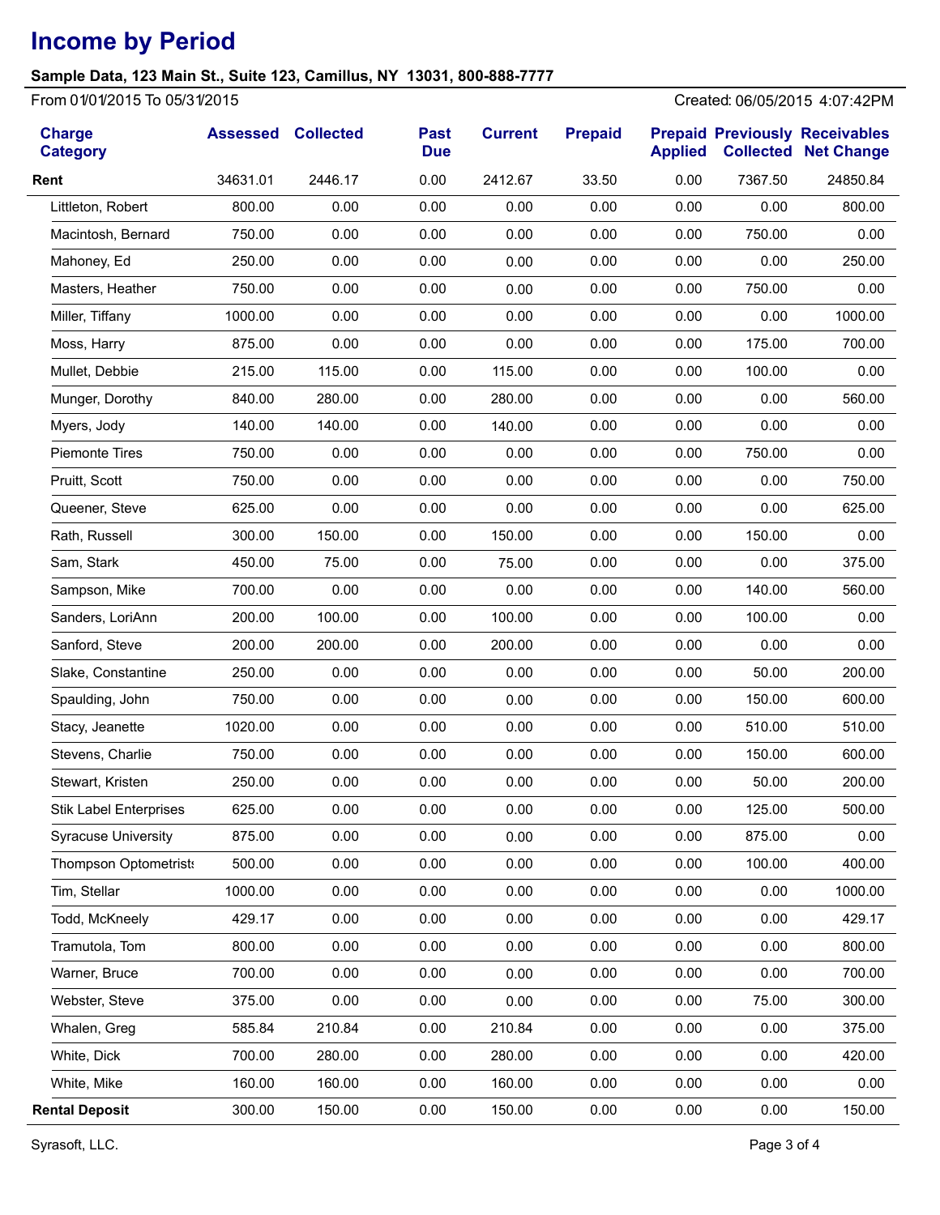# Income by Period

**Sample Data, 123 Main St., Suite 123, Camillus, NY 13031, 800-888-7777**

From 01/01/2015 To 05/31/2015 Created: 06/05/2015 4:07:42PM

| Charge Category | Assessed | Collected | Past Due | Current | Prepaid | Prepaid Applied | Previously Collected | Receivables Net Change |
|---|---|---|---|---|---|---|---|---|
| **Rent** | 34631.01 | 2446.17 | 0.00 | 2412.67 | 33.50 | 0.00 | 7367.50 | 24850.84 |
| Littleton, Robert | 800.00 | 0.00 | 0.00 | 0.00 | 0.00 | 0.00 | 0.00 | 800.00 |
| Macintosh, Bernard | 750.00 | 0.00 | 0.00 | 0.00 | 0.00 | 0.00 | 750.00 | 0.00 |
| Mahoney, Ed | 250.00 | 0.00 | 0.00 | 0.00 | 0.00 | 0.00 | 0.00 | 250.00 |
| Masters, Heather | 750.00 | 0.00 | 0.00 | 0.00 | 0.00 | 0.00 | 750.00 | 0.00 |
| Miller, Tiffany | 1000.00 | 0.00 | 0.00 | 0.00 | 0.00 | 0.00 | 0.00 | 1000.00 |
| Moss, Harry | 875.00 | 0.00 | 0.00 | 0.00 | 0.00 | 0.00 | 175.00 | 700.00 |
| Mullet, Debbie | 215.00 | 115.00 | 0.00 | 115.00 | 0.00 | 0.00 | 100.00 | 0.00 |
| Munger, Dorothy | 840.00 | 280.00 | 0.00 | 280.00 | 0.00 | 0.00 | 0.00 | 560.00 |
| Myers, Jody | 140.00 | 140.00 | 0.00 | 140.00 | 0.00 | 0.00 | 0.00 | 0.00 |
| Piemonte Tires | 750.00 | 0.00 | 0.00 | 0.00 | 0.00 | 0.00 | 750.00 | 0.00 |
| Pruitt, Scott | 750.00 | 0.00 | 0.00 | 0.00 | 0.00 | 0.00 | 0.00 | 750.00 |
| Queener, Steve | 625.00 | 0.00 | 0.00 | 0.00 | 0.00 | 0.00 | 0.00 | 625.00 |
| Rath, Russell | 300.00 | 150.00 | 0.00 | 150.00 | 0.00 | 0.00 | 150.00 | 0.00 |
| Sam, Stark | 450.00 | 75.00 | 0.00 | 75.00 | 0.00 | 0.00 | 0.00 | 375.00 |
| Sampson, Mike | 700.00 | 0.00 | 0.00 | 0.00 | 0.00 | 0.00 | 140.00 | 560.00 |
| Sanders, LoriAnn | 200.00 | 100.00 | 0.00 | 100.00 | 0.00 | 0.00 | 100.00 | 0.00 |
| Sanford, Steve | 200.00 | 200.00 | 0.00 | 200.00 | 0.00 | 0.00 | 0.00 | 0.00 |
| Slake, Constantine | 250.00 | 0.00 | 0.00 | 0.00 | 0.00 | 0.00 | 50.00 | 200.00 |
| Spaulding, John | 750.00 | 0.00 | 0.00 | 0.00 | 0.00 | 0.00 | 150.00 | 600.00 |
| Stacy, Jeanette | 1020.00 | 0.00 | 0.00 | 0.00 | 0.00 | 0.00 | 510.00 | 510.00 |
| Stevens, Charlie | 750.00 | 0.00 | 0.00 | 0.00 | 0.00 | 0.00 | 150.00 | 600.00 |
| Stewart, Kristen | 250.00 | 0.00 | 0.00 | 0.00 | 0.00 | 0.00 | 50.00 | 200.00 |
| Stik Label Enterprises | 625.00 | 0.00 | 0.00 | 0.00 | 0.00 | 0.00 | 125.00 | 500.00 |
| Syracuse University | 875.00 | 0.00 | 0.00 | 0.00 | 0.00 | 0.00 | 875.00 | 0.00 |
| Thompson Optometrists | 500.00 | 0.00 | 0.00 | 0.00 | 0.00 | 0.00 | 100.00 | 400.00 |
| Tim, Stellar | 1000.00 | 0.00 | 0.00 | 0.00 | 0.00 | 0.00 | 0.00 | 1000.00 |
| Todd, McKneely | 429.17 | 0.00 | 0.00 | 0.00 | 0.00 | 0.00 | 0.00 | 429.17 |
| Tramutola, Tom | 800.00 | 0.00 | 0.00 | 0.00 | 0.00 | 0.00 | 0.00 | 800.00 |
| Warner, Bruce | 700.00 | 0.00 | 0.00 | 0.00 | 0.00 | 0.00 | 0.00 | 700.00 |
| Webster, Steve | 375.00 | 0.00 | 0.00 | 0.00 | 0.00 | 0.00 | 75.00 | 300.00 |
| Whalen, Greg | 585.84 | 210.84 | 0.00 | 210.84 | 0.00 | 0.00 | 0.00 | 375.00 |
| White, Dick | 700.00 | 280.00 | 0.00 | 280.00 | 0.00 | 0.00 | 0.00 | 420.00 |
| White, Mike | 160.00 | 160.00 | 0.00 | 160.00 | 0.00 | 0.00 | 0.00 | 0.00 |
| **Rental Deposit** | 300.00 | 150.00 | 0.00 | 150.00 | 0.00 | 0.00 | 0.00 | 150.00 |

Syrasoft, LLC.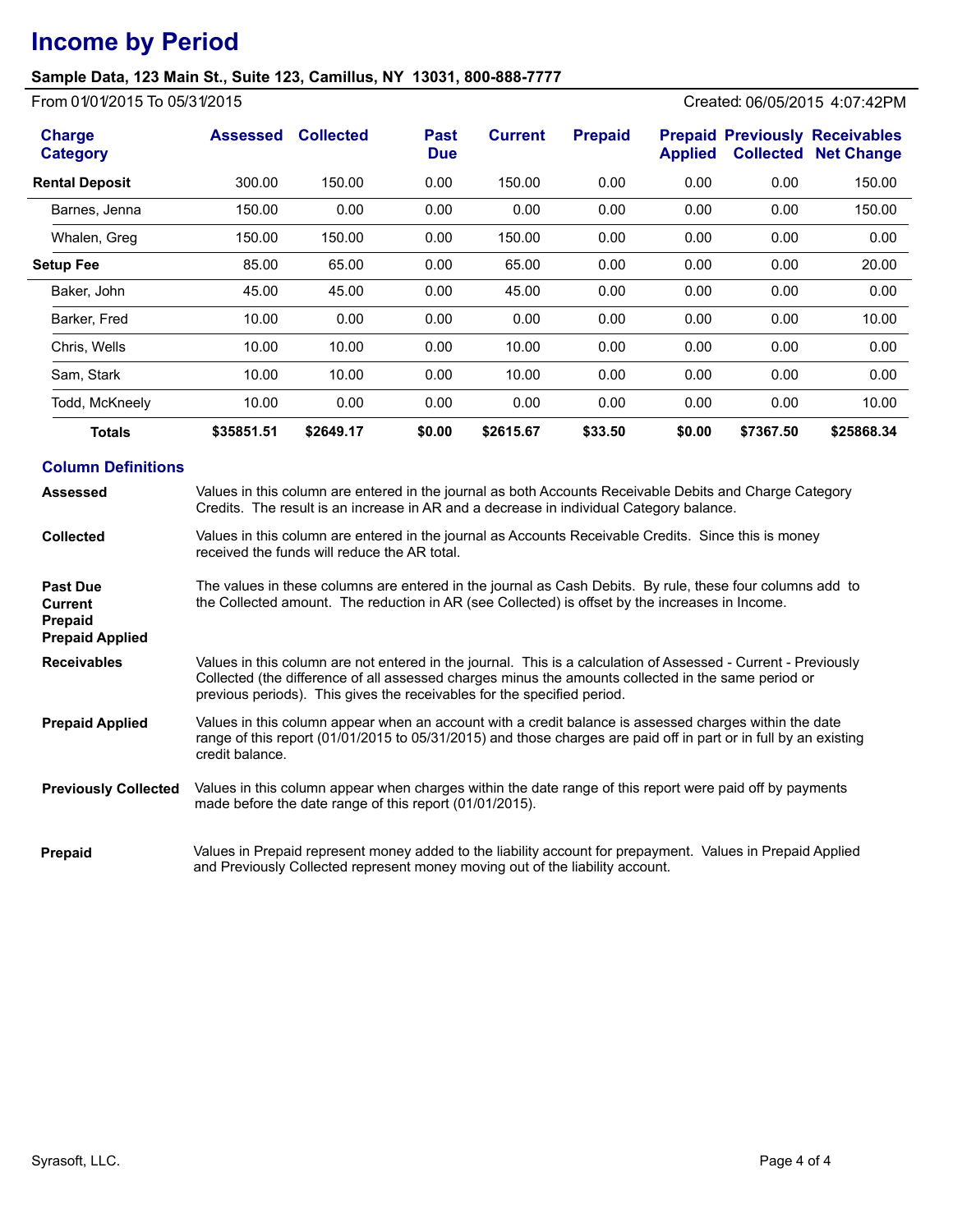# Income by Period

**Sample Data, 123 Main St., Suite 123, Camillus, NY 13031, 800-888-7777**

From 01/01/2015 To 05/31/2015 Created: 06/05/2015 4:07:42PM

| Charge Category | Assessed | Collected | Past Due | Current | Prepaid | Prepaid Applied | Previously Collected | Receivables Net Change |
|---|---|---|---|---|---|---|---|---|
| **Rental Deposit** | 300.00 | 150.00 | 0.00 | 150.00 | 0.00 | 0.00 | 0.00 | 150.00 |
| Barnes, Jenna | 150.00 | 0.00 | 0.00 | 0.00 | 0.00 | 0.00 | 0.00 | 150.00 |
| Whalen, Greg | 150.00 | 150.00 | 0.00 | 150.00 | 0.00 | 0.00 | 0.00 | 0.00 |
| **Setup Fee** | 85.00 | 65.00 | 0.00 | 65.00 | 0.00 | 0.00 | 0.00 | 20.00 |
| Baker, John | 45.00 | 45.00 | 0.00 | 45.00 | 0.00 | 0.00 | 0.00 | 0.00 |
| Barker, Fred | 10.00 | 0.00 | 0.00 | 0.00 | 0.00 | 0.00 | 0.00 | 10.00 |
| Chris, Wells | 10.00 | 10.00 | 0.00 | 10.00 | 0.00 | 0.00 | 0.00 | 0.00 |
| Sam, Stark | 10.00 | 10.00 | 0.00 | 10.00 | 0.00 | 0.00 | 0.00 | 0.00 |
| Todd, McKneely | 10.00 | 0.00 | 0.00 | 0.00 | 0.00 | 0.00 | 0.00 | 10.00 |
| **Totals** | **$35851.51** | **$2649.17** | **$0.00** | **$2615.67** | **$33.50** | **$0.00** | **$7367.50** | **$25868.34** |

## Column Definitions

**Assessed** — Values in this column are entered in the journal as both Accounts Receivable Debits and Charge Category Credits. The result is an increase in AR and a decrease in individual Category balance.

**Collected** — Values in this column are entered in the journal as Accounts Receivable Credits. Since this is money received the funds will reduce the AR total.

**Past Due**
**Current**
**Prepaid**
**Prepaid Applied** — The values in these columns are entered in the journal as Cash Debits. By rule, these four columns add to the Collected amount. The reduction in AR (see Collected) is offset by the increases in Income.

**Receivables** — Values in this column are not entered in the journal. This is a calculation of Assessed - Current - Previously Collected (the difference of all assessed charges minus the amounts collected in the same period or previous periods). This gives the receivables for the specified period.

**Prepaid Applied** — Values in this column appear when an account with a credit balance is assessed charges within the date range of this report (01/01/2015 to 05/31/2015) and those charges are paid off in part or in full by an existing credit balance.

**Previously Collected** — Values in this column appear when charges within the date range of this report were paid off by payments made before the date range of this report (01/01/2015).

**Prepaid** — Values in Prepaid represent money added to the liability account for prepayment. Values in Prepaid Applied and Previously Collected represent money moving out of the liability account.

Syrasoft, LLC.